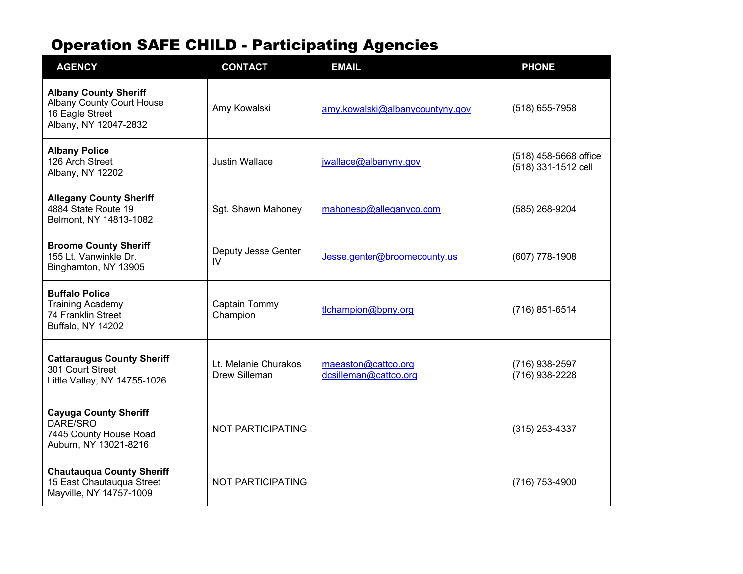# Operation SAFE CHILD - Participating Agencies

| AGENCY | CONTACT | EMAIL | PHONE |
|---|---|---|---|
| **Albany County Sheriff**<br>Albany County Court House<br>16 Eagle Street<br>Albany, NY 12047-2832 | Amy Kowalski | amy.kowalski@albanycountyny.gov | (518) 655-7958 |
| **Albany Police**<br>126 Arch Street<br>Albany, NY 12202 | Justin Wallace | jwallace@albanyny.gov | (518) 458-5668 office<br>(518) 331-1512 cell |
| **Allegany County Sheriff**<br>4884 State Route 19<br>Belmont, NY 14813-1082 | Sgt. Shawn Mahoney | mahonesp@alleganyco.com | (585) 268-9204 |
| **Broome County Sheriff**<br>155 Lt. Vanwinkle Dr.<br>Binghamton, NY 13905 | Deputy Jesse Genter IV | Jesse.genter@broomecounty.us | (607) 778-1908 |
| **Buffalo Police**<br>Training Academy<br>74 Franklin Street<br>Buffalo, NY 14202 | Captain Tommy Champion | tlchampion@bpny.org | (716) 851-6514 |
| **Cattaraugus County Sheriff**<br>301 Court Street<br>Little Valley, NY 14755-1026 | Lt. Melanie Churakos<br>Drew Silleman | maeaston@cattco.org<br>dcsilleman@cattco.org | (716) 938-2597<br>(716) 938-2228 |
| **Cayuga County Sheriff**<br>DARE/SRO<br>7445 County House Road<br>Auburn, NY 13021-8216 | NOT PARTICIPATING | | (315) 253-4337 |
| **Chautauqua County Sheriff**<br>15 East Chautauqua Street<br>Mayville, NY 14757-1009 | NOT PARTICIPATING | | (716) 753-4900 |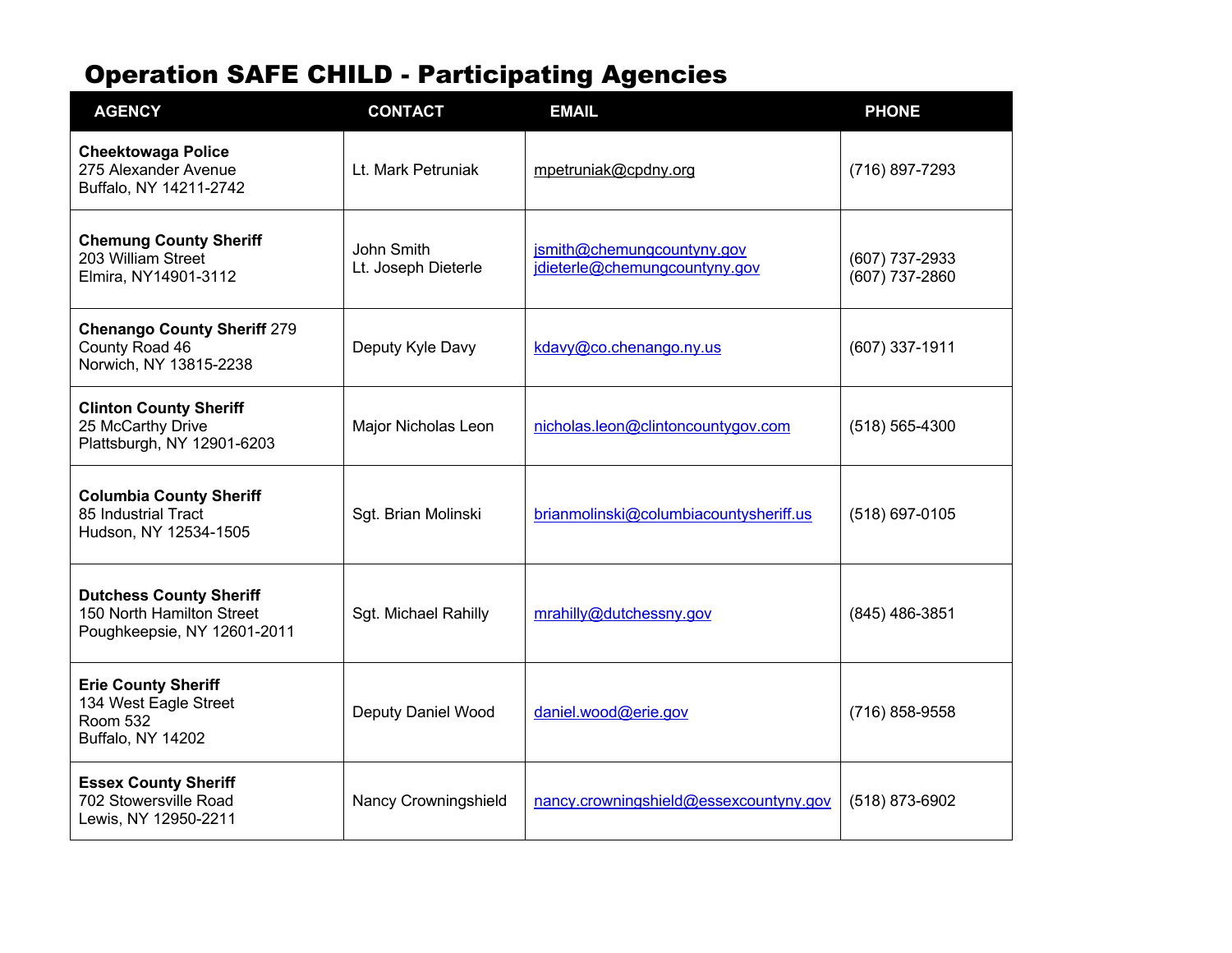## Operation SAFE CHILD - Participating Agencies

| AGENCY | CONTACT | EMAIL | PHONE |
|---|---|---|---|
| **Cheektowaga Police**<br>275 Alexander Avenue<br>Buffalo, NY 14211-2742 | Lt. Mark Petruniak | mpetruniak@cpdny.org | (716) 897-7293 |
| **Chemung County Sheriff**<br>203 William Street<br>Elmira, NY14901-3112 | John Smith<br>Lt. Joseph Dieterle | jsmith@chemungcountyny.gov<br>jdieterle@chemungcountyny.gov | (607) 737-2933<br>(607) 737-2860 |
| **Chenango County Sheriff** 279<br>County Road 46<br>Norwich, NY 13815-2238 | Deputy Kyle Davy | kdavy@co.chenango.ny.us | (607) 337-1911 |
| **Clinton County Sheriff**<br>25 McCarthy Drive<br>Plattsburgh, NY 12901-6203 | Major Nicholas Leon | nicholas.leon@clintoncountygov.com | (518) 565-4300 |
| **Columbia County Sheriff**<br>85 Industrial Tract<br>Hudson, NY 12534-1505 | Sgt. Brian Molinski | brianmolinski@columbiacountysheriff.us | (518) 697-0105 |
| **Dutchess County Sheriff**<br>150 North Hamilton Street<br>Poughkeepsie, NY 12601-2011 | Sgt. Michael Rahilly | mrahilly@dutchessny.gov | (845) 486-3851 |
| **Erie County Sheriff**<br>134 West Eagle Street<br>Room 532<br>Buffalo, NY 14202 | Deputy Daniel Wood | daniel.wood@erie.gov | (716) 858-9558 |
| **Essex County Sheriff**<br>702 Stowersville Road<br>Lewis, NY 12950-2211 | Nancy Crowningshield | nancy.crowningshield@essexcountyny.gov | (518) 873-6902 |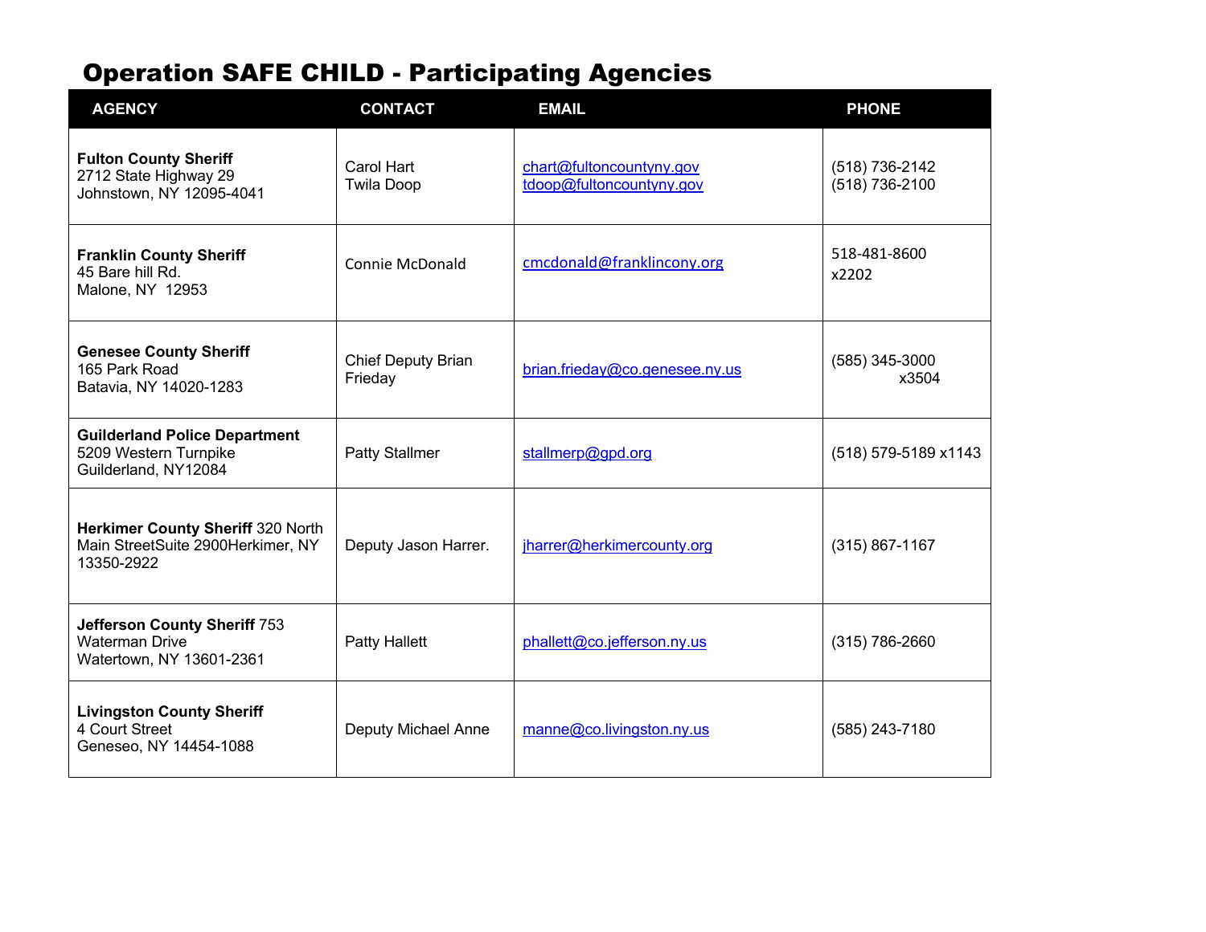# Operation SAFE CHILD - Participating Agencies

| AGENCY | CONTACT | EMAIL | PHONE |
| --- | --- | --- | --- |
| **Fulton County Sheriff**<br>2712 State Highway 29<br>Johnstown, NY 12095-4041 | Carol Hart<br>Twila Doop | chart@fultoncountyny.gov<br>tdoop@fultoncountyny.gov | (518) 736-2142<br>(518) 736-2100 |
| **Franklin County Sheriff**<br>45 Bare hill Rd.<br>Malone, NY 12953 | Connie McDonald | cmcdonald@franklincony.org | 518-481-8600<br>x2202 |
| **Genesee County Sheriff**<br>165 Park Road<br>Batavia, NY 14020-1283 | Chief Deputy Brian Frieday | brian.frieday@co.genesee.ny.us | (585) 345-3000<br>x3504 |
| **Guilderland Police Department**<br>5209 Western Turnpike<br>Guilderland, NY12084 | Patty Stallmer | stallmerp@gpd.org | (518) 579-5189 x1143 |
| **Herkimer County Sheriff** 320 North Main StreetSuite 2900Herkimer, NY 13350-2922 | Deputy Jason Harrer. | jharrer@herkimercounty.org | (315) 867-1167 |
| **Jefferson County Sheriff** 753 Waterman Drive<br>Watertown, NY 13601-2361 | Patty Hallett | phallett@co.jefferson.ny.us | (315) 786-2660 |
| **Livingston County Sheriff**<br>4 Court Street<br>Geneseo, NY 14454-1088 | Deputy Michael Anne | manne@co.livingston.ny.us | (585) 243-7180 |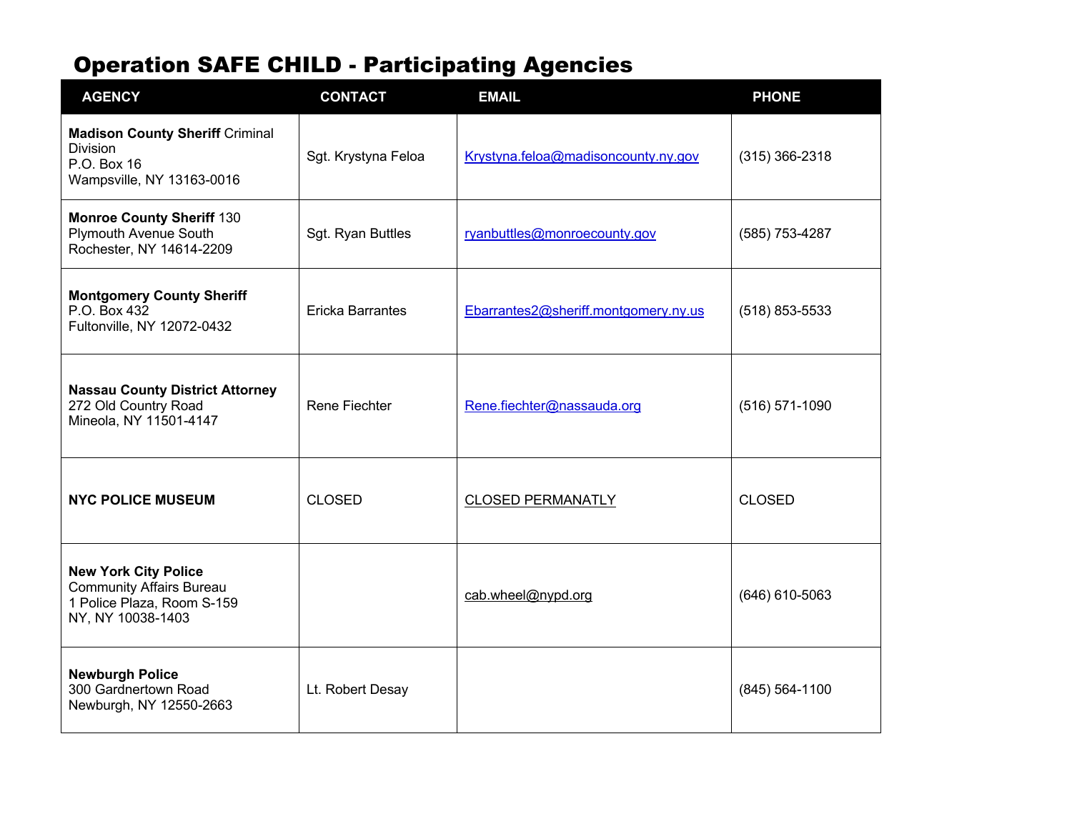## Operation SAFE CHILD - Participating Agencies

| AGENCY | CONTACT | EMAIL | PHONE |
|---|---|---|---|
| **Madison County Sheriff** Criminal Division P.O. Box 16 Wampsville, NY 13163-0016 | Sgt. Krystyna Feloa | Krystyna.feloa@madisoncounty.ny.gov | (315) 366-2318 |
| **Monroe County Sheriff** 130 Plymouth Avenue South Rochester, NY 14614-2209 | Sgt. Ryan Buttles | ryanbuttles@monroecounty.gov | (585) 753-4287 |
| **Montgomery County Sheriff** P.O. Box 432 Fultonville, NY 12072-0432 | Ericka Barrantes | Ebarrantes2@sheriff.montgomery.ny.us | (518) 853-5533 |
| **Nassau County District Attorney** 272 Old Country Road Mineola, NY 11501-4147 | Rene Fiechter | Rene.fiechter@nassauda.org | (516) 571-1090 |
| **NYC POLICE MUSEUM** | CLOSED | CLOSED PERMANATLY | CLOSED |
| **New York City Police** Community Affairs Bureau 1 Police Plaza, Room S-159 NY, NY 10038-1403 | | cab.wheel@nypd.org | (646) 610-5063 |
| **Newburgh Police** 300 Gardnertown Road Newburgh, NY 12550-2663 | Lt. Robert Desay | | (845) 564-1100 |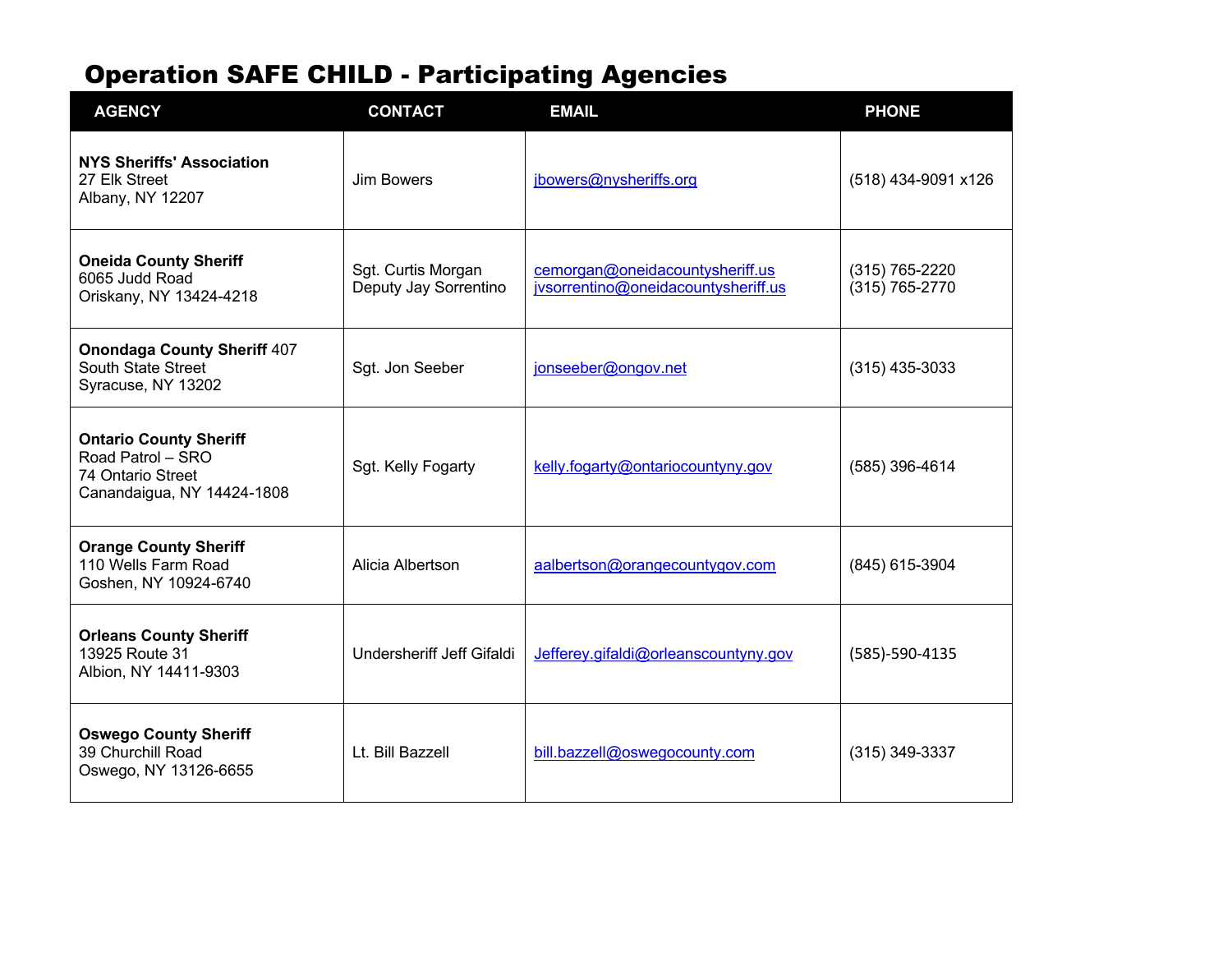## Operation SAFE CHILD - Participating Agencies

| AGENCY | CONTACT | EMAIL | PHONE |
|---|---|---|---|
| **NYS Sheriffs' Association**<br>27 Elk Street<br>Albany, NY 12207 | Jim Bowers | jbowers@nysheriffs.org | (518) 434-9091 x126 |
| **Oneida County Sheriff**<br>6065 Judd Road<br>Oriskany, NY 13424-4218 | Sgt. Curtis Morgan<br>Deputy Jay Sorrentino | cemorgan@oneidacountysheriff.us<br>jvsorrentino@oneidacountysheriff.us | (315) 765-2220<br>(315) 765-2770 |
| **Onondaga County Sheriff** 407<br>South State Street<br>Syracuse, NY 13202 | Sgt. Jon Seeber | jonseeber@ongov.net | (315) 435-3033 |
| **Ontario County Sheriff**<br>Road Patrol – SRO<br>74 Ontario Street<br>Canandaigua, NY 14424-1808 | Sgt. Kelly Fogarty | kelly.fogarty@ontariocountyny.gov | (585) 396-4614 |
| **Orange County Sheriff**<br>110 Wells Farm Road<br>Goshen, NY 10924-6740 | Alicia Albertson | aalbertson@orangecountygov.com | (845) 615-3904 |
| **Orleans County Sheriff**<br>13925 Route 31<br>Albion, NY 14411-9303 | Undersheriff Jeff Gifaldi | Jefferey.gifaldi@orleanscountyny.gov | (585)-590-4135 |
| **Oswego County Sheriff**<br>39 Churchill Road<br>Oswego, NY 13126-6655 | Lt. Bill Bazzell | bill.bazzell@oswegocounty.com | (315) 349-3337 |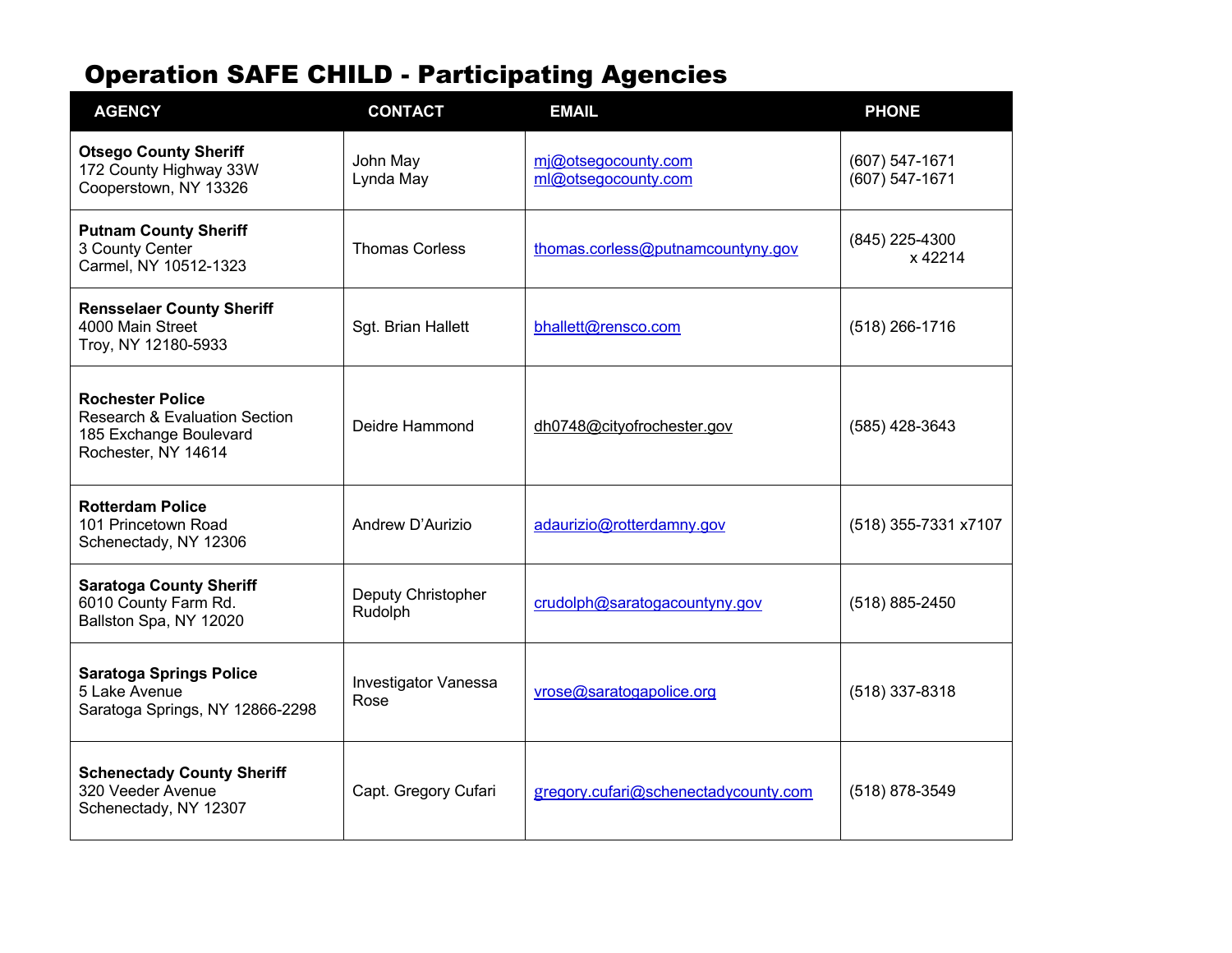# Operation SAFE CHILD - Participating Agencies

| AGENCY | CONTACT | EMAIL | PHONE |
|---|---|---|---|
| **Otsego County Sheriff**<br>172 County Highway 33W<br>Cooperstown, NY 13326 | John May<br>Lynda May | mj@otsegocounty.com<br>ml@otsegocounty.com | (607) 547-1671<br>(607) 547-1671 |
| **Putnam County Sheriff**<br>3 County Center<br>Carmel, NY 10512-1323 | Thomas Corless | thomas.corless@putnamcountyny.gov | (845) 225-4300<br>x 42214 |
| **Rensselaer County Sheriff**<br>4000 Main Street<br>Troy, NY 12180-5933 | Sgt. Brian Hallett | bhallett@rensco.com | (518) 266-1716 |
| **Rochester Police**<br>Research & Evaluation Section<br>185 Exchange Boulevard<br>Rochester, NY 14614 | Deidre Hammond | dh0748@cityofrochester.gov | (585) 428-3643 |
| **Rotterdam Police**<br>101 Princetown Road<br>Schenectady, NY 12306 | Andrew D'Aurizio | adaurizio@rotterdamny.gov | (518) 355-7331 x7107 |
| **Saratoga County Sheriff**<br>6010 County Farm Rd.<br>Ballston Spa, NY 12020 | Deputy Christopher Rudolph | crudolph@saratogacountyny.gov | (518) 885-2450 |
| **Saratoga Springs Police**<br>5 Lake Avenue<br>Saratoga Springs, NY 12866-2298 | Investigator Vanessa Rose | vrose@saratogapolice.org | (518) 337-8318 |
| **Schenectady County Sheriff**<br>320 Veeder Avenue<br>Schenectady, NY 12307 | Capt. Gregory Cufari | gregory.cufari@schenectadycounty.com | (518) 878-3549 |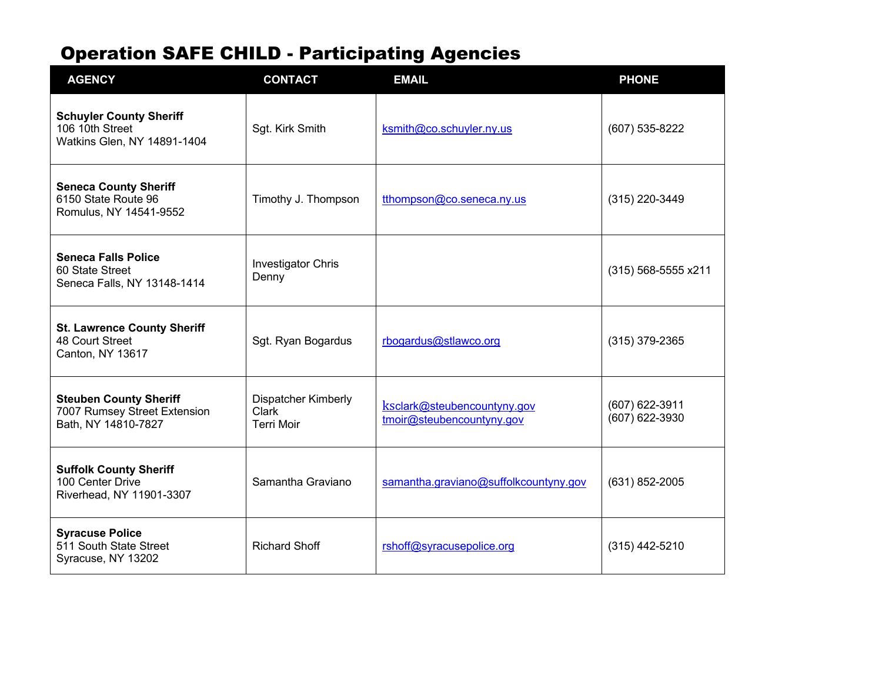# Operation SAFE CHILD - Participating Agencies

| AGENCY | CONTACT | EMAIL | PHONE |
|---|---|---|---|
| **Schuyler County Sheriff**<br>106 10th Street<br>Watkins Glen, NY 14891-1404 | Sgt. Kirk Smith | ksmith@co.schuyler.ny.us | (607) 535-8222 |
| **Seneca County Sheriff**<br>6150 State Route 96<br>Romulus, NY 14541-9552 | Timothy J. Thompson | tthompson@co.seneca.ny.us | (315) 220-3449 |
| **Seneca Falls Police**<br>60 State Street<br>Seneca Falls, NY 13148-1414 | Investigator Chris Denny | | (315) 568-5555 x211 |
| **St. Lawrence County Sheriff**<br>48 Court Street<br>Canton, NY 13617 | Sgt. Ryan Bogardus | rbogardus@stlawco.org | (315) 379-2365 |
| **Steuben County Sheriff**<br>7007 Rumsey Street Extension<br>Bath, NY 14810-7827 | Dispatcher Kimberly Clark<br>Terri Moir | ksclark@steubencountyny.gov<br>tmoir@steubencountyny.gov | (607) 622-3911<br>(607) 622-3930 |
| **Suffolk County Sheriff**<br>100 Center Drive<br>Riverhead, NY 11901-3307 | Samantha Graviano | samantha.graviano@suffolkcountyny.gov | (631) 852-2005 |
| **Syracuse Police**<br>511 South State Street<br>Syracuse, NY 13202 | Richard Shoff | rshoff@syracusepolice.org | (315) 442-5210 |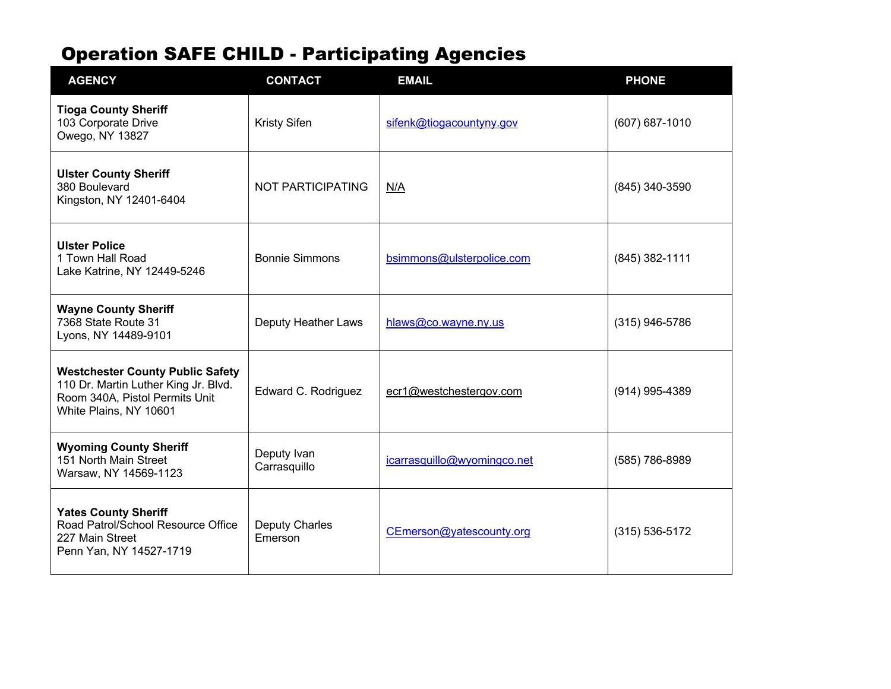# Operation SAFE CHILD - Participating Agencies

| AGENCY | CONTACT | EMAIL | PHONE |
|---|---|---|---|
| **Tioga County Sheriff**<br>103 Corporate Drive<br>Owego, NY 13827 | Kristy Sifen | sifenk@tiogacountyny.gov | (607) 687-1010 |
| **Ulster County Sheriff**<br>380 Boulevard<br>Kingston, NY 12401-6404 | NOT PARTICIPATING | N/A | (845) 340-3590 |
| **Ulster Police**<br>1 Town Hall Road<br>Lake Katrine, NY 12449-5246 | Bonnie Simmons | bsimmons@ulsterpolice.com | (845) 382-1111 |
| **Wayne County Sheriff**<br>7368 State Route 31<br>Lyons, NY 14489-9101 | Deputy Heather Laws | hlaws@co.wayne.ny.us | (315) 946-5786 |
| **Westchester County Public Safety**<br>110 Dr. Martin Luther King Jr. Blvd.<br>Room 340A, Pistol Permits Unit<br>White Plains, NY 10601 | Edward C. Rodriguez | ecr1@westchestergov.com | (914) 995-4389 |
| **Wyoming County Sheriff**<br>151 North Main Street<br>Warsaw, NY 14569-1123 | Deputy Ivan Carrasquillo | icarrasquillo@wyomingco.net | (585) 786-8989 |
| **Yates County Sheriff**<br>Road Patrol/School Resource Office<br>227 Main Street<br>Penn Yan, NY 14527-1719 | Deputy Charles Emerson | CEmerson@yatescounty.org | (315) 536-5172 |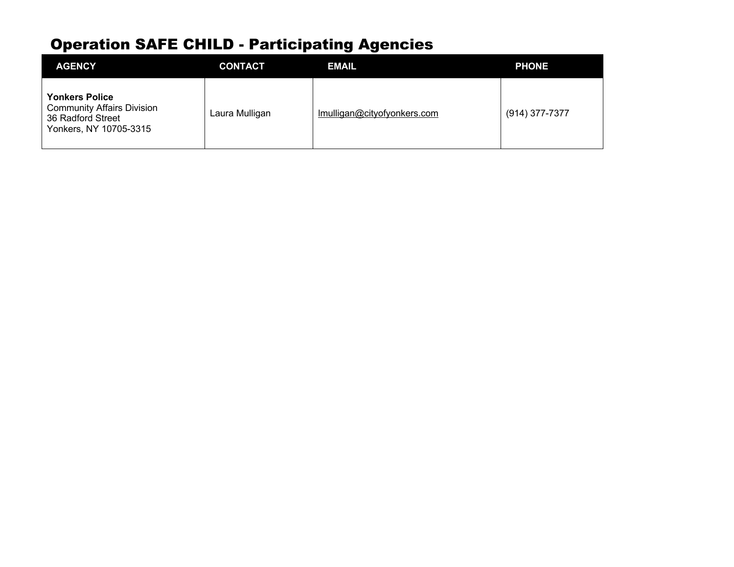## Operation SAFE CHILD - Participating Agencies

| AGENCY | CONTACT | EMAIL | PHONE |
|---|---|---|---|
| **Yonkers Police**<br>Community Affairs Division<br>36 Radford Street<br>Yonkers, NY 10705-3315 | Laura Mulligan | lmulligan@cityofyonkers.com | (914) 377-7377 |